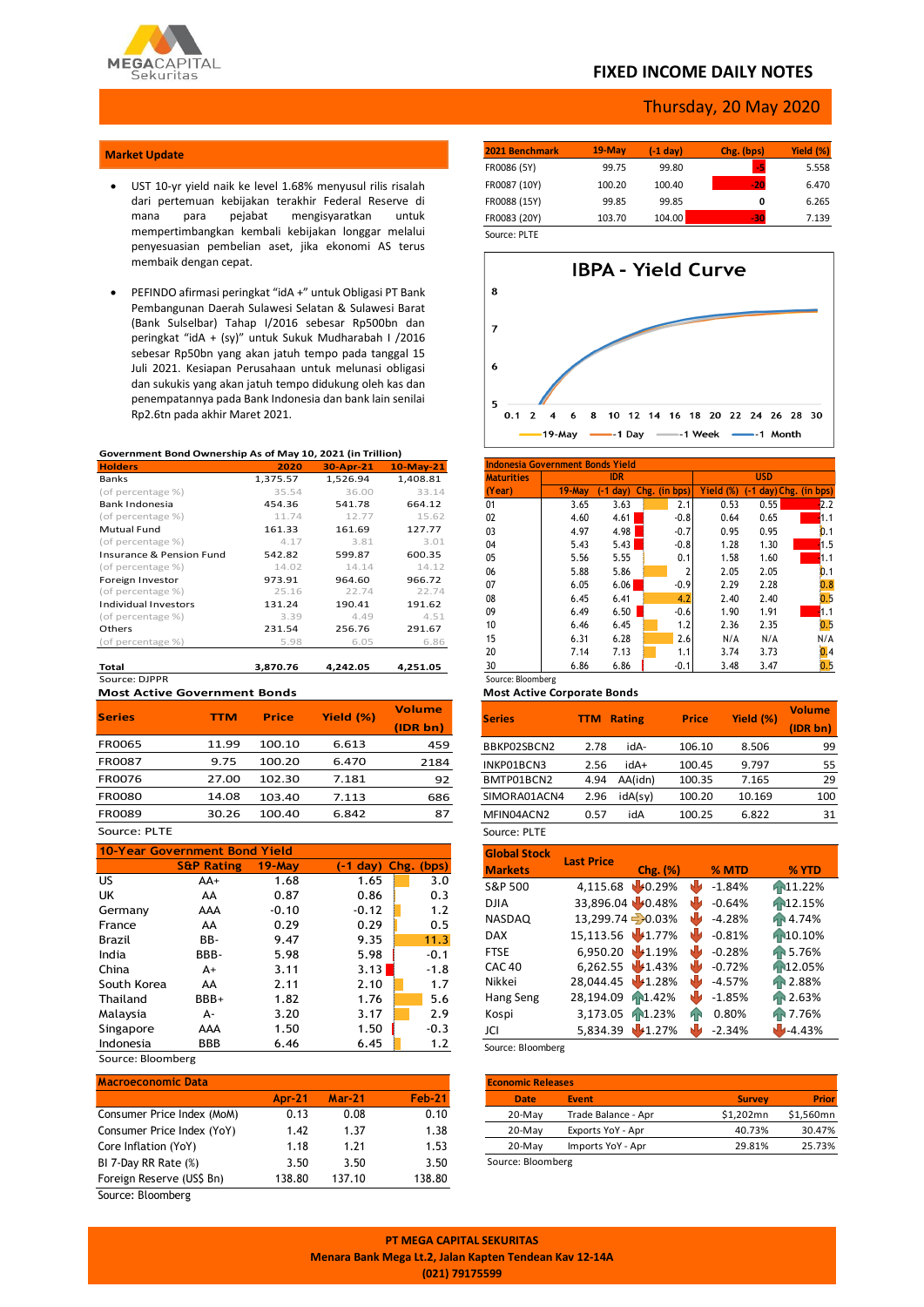MEGACAPITAL Sekuritas

# FIXED INCOME DAILY NOTES

Thursday, 20 May 2020

## Market Update

- UST 10-yr yield naik ke level 1.68% menyusul rilis risalah dari pertemuan kebijakan terakhir Federal Reserve di mana para pejabat mengisyaratkan untuk mempertimbangkan kembali kebijakan longgar melalui penyesuaian pembelian aset, jika ekonomi AS terus membaik dengan cepat.

- PEFINDO afirmasi peringkat "idA +" untuk Obligasi PT Bank Pembangunan Daerah Sulawesi Selatan & Sulawesi Barat (Bank Sulselbar) Tahap I/2016 sebesar Rp500bn dan peringkat "idA + (sy)" untuk Sukuk Mudharabah I /2016 sebesar Rp50bn yang akan jatuh tempo pada tanggal 15 Juli 2021. Kesiapan Perusahaan untuk melunasi obligasi dan sukukis yang akan jatuh tempo didukung oleh kas dan penempatannya pada Bank Indonesia dan bank lain senilai Rp2.6tn pada akhir Maret 2021.

| 2021 Benchmark | 19-May | (-1 day) | Chg. (bps) | Yield (%) |
|---|---|---|---|---|
| FR0086 (5Y) | 99.75 | 99.80 | -5 | 5.558 |
| FR0087 (10Y) | 100.20 | 100.40 | -20 | 6.470 |
| FR0088 (15Y) | 99.85 | 99.85 | 0 | 6.265 |
| FR0083 (20Y) | 103.70 | 104.00 | -30 | 7.139 |

Source: PLTE

**IBPA - Yield Curve**

(Chart: y-axis 5–8; x-axis 0.1, 2, 4, 6, 8, 10, 12, 14, 16, 18, 20, 22, 24, 26, 28, 30; series: 19-May, -1 Day, -1 Week, -1 Month)

**Government Bond Ownership As of May 10, 2021 (in Trillion)**

| Holders | 2020 | 30-Apr-21 | 10-May-21 |
|---|---|---|---|
| Banks | 1,375.57 | 1,526.94 | 1,408.81 |
| (of percentage %) | 35.54 | 36.00 | 33.14 |
| Bank Indonesia | 454.36 | 541.78 | 664.12 |
| (of percentage %) | 11.74 | 12.77 | 15.62 |
| Mutual Fund | 161.33 | 161.69 | 127.77 |
| (of percentage %) | 4.17 | 3.81 | 3.01 |
| Insurance & Pension Fund | 542.82 | 599.87 | 600.35 |
| (of percentage %) | 14.02 | 14.14 | 14.12 |
| Foreign Investor | 973.91 | 964.60 | 966.72 |
| (of percentage %) | 25.16 | 22.74 | 22.74 |
| Individual Investors | 131.24 | 190.41 | 191.62 |
| (of percentage %) | 3.39 | 4.49 | 4.51 |
| Others | 231.54 | 256.76 | 291.67 |
| (of percentage %) | 5.98 | 6.05 | 6.86 |
| Total | 3,870.76 | 4,242.05 | 4,251.05 |

Source: DJPPR

**Indonesia Government Bonds Yield**

| Maturities | IDR | | | USD | | |
|---|---|---|---|---|---|---|
| (Year) | 19-May | (-1 day) | Chg. (in bps) | Yield (%) | (-1 day) | Chg. (in bps) |
| 01 | 3.65 | 3.63 | 2.1 | 0.53 | 0.55 | 2.2 |
| 02 | 4.60 | 4.61 | -0.8 | 0.64 | 0.65 | 1.1 |
| 03 | 4.97 | 4.98 | -0.7 | 0.95 | 0.95 | 0.1 |
| 04 | 5.43 | 5.43 | -0.8 | 1.28 | 1.30 | 1.5 |
| 05 | 5.56 | 5.55 | 0.1 | 1.58 | 1.60 | 1.1 |
| 06 | 5.88 | 5.86 | 2 | 2.05 | 2.05 | 0.1 |
| 07 | 6.05 | 6.06 | -0.9 | 2.29 | 2.28 | 0.8 |
| 08 | 6.45 | 6.41 | 4.2 | 2.40 | 2.40 | 0.5 |
| 09 | 6.49 | 6.50 | -0.6 | 1.90 | 1.91 | 1.1 |
| 10 | 6.46 | 6.45 | 1.2 | 2.36 | 2.35 | 0.5 |
| 15 | 6.31 | 6.28 | 2.6 | N/A | N/A | N/A |
| 20 | 7.14 | 7.13 | 1.1 | 3.74 | 3.73 | 0.4 |
| 30 | 6.86 | 6.86 | -0.1 | 3.48 | 3.47 | 0.5 |

Source: Bloomberg

**Most Active Government Bonds**

| Series | TTM | Price | Yield (%) | Volume (IDR bn) |
|---|---|---|---|---|
| FR0065 | 11.99 | 100.10 | 6.613 | 459 |
| FR0087 | 9.75 | 100.20 | 6.470 | 2184 |
| FR0076 | 27.00 | 102.30 | 7.181 | 92 |
| FR0080 | 14.08 | 103.40 | 7.113 | 686 |
| FR0089 | 30.26 | 100.40 | 6.842 | 87 |

Source: PLTE

**Most Active Corporate Bonds**

| Series | TTM | Rating | Price | Yield (%) | Volume (IDR bn) |
|---|---|---|---|---|---|
| BBKP02SBCN2 | 2.78 | idA- | 106.10 | 8.506 | 99 |
| INKP01BCN3 | 2.56 | idA+ | 100.45 | 9.797 | 55 |
| BMTP01BCN2 | 4.94 | AA(idn) | 100.35 | 7.165 | 29 |
| SIMORA01ACN4 | 2.96 | idA(sy) | 100.20 | 10.169 | 100 |
| MFIN04ACN2 | 0.57 | idA | 100.25 | 6.822 | 31 |

Source: PLTE

**10-Year Government Bond Yield**

| | S&P Rating | 19-May | (-1 day) | Chg. (bps) |
|---|---|---|---|---|
| US | AA+ | 1.68 | 1.65 | 3.0 |
| UK | AA | 0.87 | 0.86 | 0.3 |
| Germany | AAA | -0.10 | -0.12 | 1.2 |
| France | AA | 0.29 | 0.29 | 0.5 |
| Brazil | BB- | 9.47 | 9.35 | 11.3 |
| India | BBB- | 5.98 | 5.98 | -0.1 |
| China | A+ | 3.11 | 3.13 | -1.8 |
| South Korea | AA | 2.11 | 2.10 | 1.7 |
| Thailand | BBB+ | 1.82 | 1.76 | 5.6 |
| Malaysia | A- | 3.20 | 3.17 | 2.9 |
| Singapore | AAA | 1.50 | 1.50 | -0.3 |
| Indonesia | BBB | 6.46 | 6.45 | 1.2 |

Source: Bloomberg

| Global Stock Markets | Last Price | Chg. (%) | % MTD | % YTD |
|---|---|---|---|---|
| S&P 500 | 4,115.68 | 0.29% | -1.84% | 11.22% |
| DJIA | 33,896.04 | 0.48% | -0.64% | 12.15% |
| NASDAQ | 13,299.74 | 0.03% | -4.28% | 4.74% |
| DAX | 15,113.56 | 1.77% | -0.81% | 10.10% |
| FTSE | 6,950.20 | 1.19% | -0.28% | 5.76% |
| CAC 40 | 6,262.55 | 1.43% | -0.72% | 12.05% |
| Nikkei | 28,044.45 | 1.28% | -4.57% | 2.88% |
| Hang Seng | 28,194.09 | 1.42% | -1.85% | 2.63% |
| Kospi | 3,173.05 | 1.23% | 0.80% | 7.76% |
| JCI | 5,834.39 | 1.27% | -2.34% | -4.43% |

Source: Bloomberg

**Macroeconomic Data**

| | Apr-21 | Mar-21 | Feb-21 |
|---|---|---|---|
| Consumer Price Index (MoM) | 0.13 | 0.08 | 0.10 |
| Consumer Price Index (YoY) | 1.42 | 1.37 | 1.38 |
| Core Inflation (YoY) | 1.18 | 1.21 | 1.53 |
| BI 7-Day RR Rate (%) | 3.50 | 3.50 | 3.50 |
| Foreign Reserve (US$ Bn) | 138.80 | 137.10 | 138.80 |

Source: Bloomberg

**Economic Releases**

| Date | Event | Survey | Prior |
|---|---|---|---|
| 20-May | Trade Balance - Apr | $1,202mn | $1,560mn |
| 20-May | Exports YoY - Apr | 40.73% | 30.47% |
| 20-May | Imports YoY - Apr | 29.81% | 25.73% |

Source: Bloomberg

**PT MEGA CAPITAL SEKURITAS**
**Menara Bank Mega Lt.2, Jalan Kapten Tendean Kav 12-14A**
**(021) 79175599**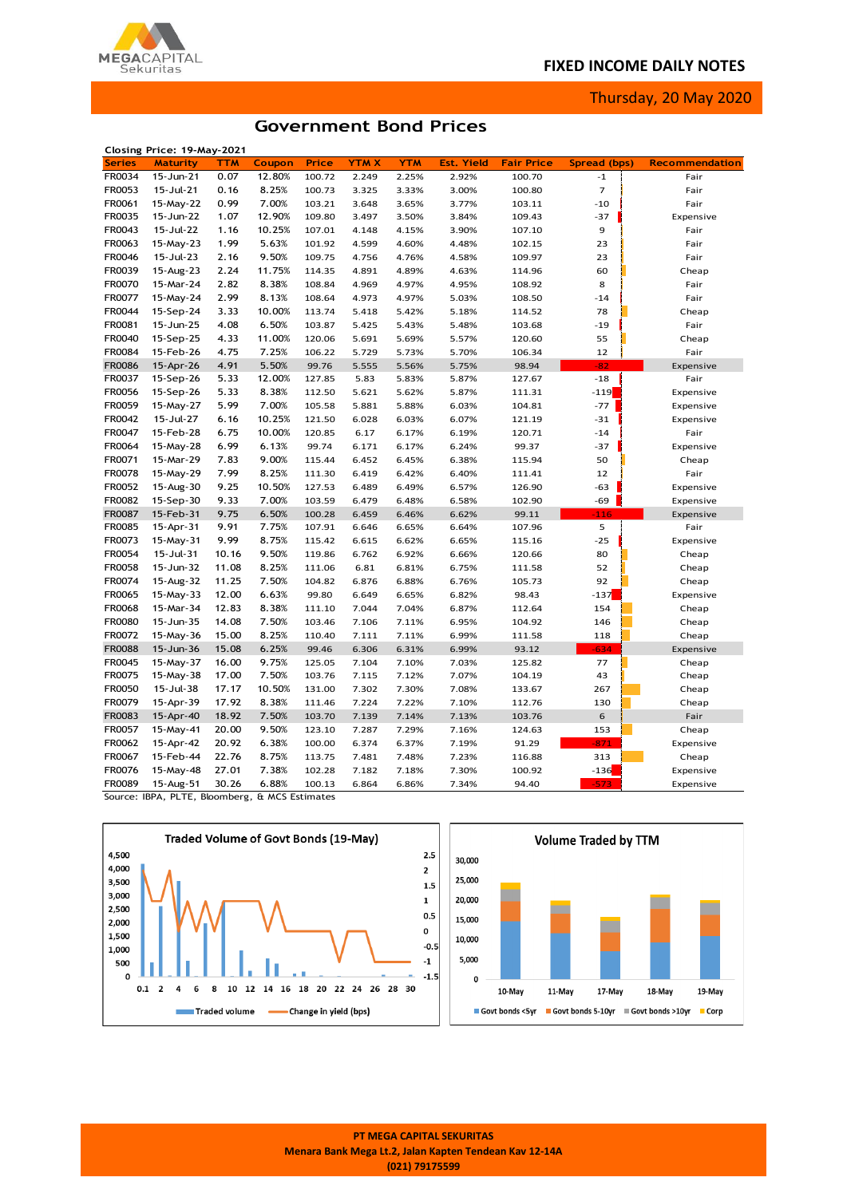## Government Bond Prices

Closing Price: 19-May-2021

| Series | Maturity | TTM | Coupon | Price | YTM X | YTM | Est. Yield | Fair Price | Spread (bps) | Recommendation |
|---|---|---|---|---|---|---|---|---|---|---|
| FR0034 | 15-Jun-21 | 0.07 | 12.80% | 100.72 | 2.249 | 2.25% | 2.92% | 100.70 | -1 | Fair |
| FR0053 | 15-Jul-21 | 0.16 | 8.25% | 100.73 | 3.325 | 3.33% | 3.00% | 100.80 | 7 | Fair |
| FR0061 | 15-May-22 | 0.99 | 7.00% | 103.21 | 3.648 | 3.65% | 3.77% | 103.11 | -10 | Fair |
| FR0035 | 15-Jun-22 | 1.07 | 12.90% | 109.80 | 3.497 | 3.50% | 3.84% | 109.43 | -37 | Expensive |
| FR0043 | 15-Jul-22 | 1.16 | 10.25% | 107.01 | 4.148 | 4.15% | 3.90% | 107.10 | 9 | Fair |
| FR0063 | 15-May-23 | 1.99 | 5.63% | 101.92 | 4.599 | 4.60% | 4.48% | 102.15 | 23 | Fair |
| FR0046 | 15-Jul-23 | 2.16 | 9.50% | 109.75 | 4.756 | 4.76% | 4.58% | 109.97 | 23 | Fair |
| FR0039 | 15-Aug-23 | 2.24 | 11.75% | 114.35 | 4.891 | 4.89% | 4.63% | 114.96 | 60 | Cheap |
| FR0070 | 15-Mar-24 | 2.82 | 8.38% | 108.84 | 4.969 | 4.97% | 4.95% | 108.92 | 8 | Fair |
| FR0077 | 15-May-24 | 2.99 | 8.13% | 108.64 | 4.973 | 4.97% | 5.03% | 108.50 | -14 | Fair |
| FR0044 | 15-Sep-24 | 3.33 | 10.00% | 113.74 | 5.418 | 5.42% | 5.18% | 114.52 | 78 | Cheap |
| FR0081 | 15-Jun-25 | 4.08 | 6.50% | 103.87 | 5.425 | 5.43% | 5.48% | 103.68 | -19 | Fair |
| FR0040 | 15-Sep-25 | 4.33 | 11.00% | 120.06 | 5.691 | 5.69% | 5.57% | 120.60 | 55 | Cheap |
| FR0084 | 15-Feb-26 | 4.75 | 7.25% | 106.22 | 5.729 | 5.73% | 5.70% | 106.34 | 12 | Fair |
| FR0086 | 15-Apr-26 | 4.91 | 5.50% | 99.76 | 5.555 | 5.56% | 5.75% | 98.94 | -82 | Expensive |
| FR0037 | 15-Sep-26 | 5.33 | 12.00% | 127.85 | 5.83 | 5.83% | 5.87% | 127.67 | -18 | Fair |
| FR0056 | 15-Sep-26 | 5.33 | 8.38% | 112.50 | 5.621 | 5.62% | 5.87% | 111.31 | -119 | Expensive |
| FR0059 | 15-May-27 | 5.99 | 7.00% | 105.58 | 5.881 | 5.88% | 6.03% | 104.81 | -77 | Expensive |
| FR0042 | 15-Jul-27 | 6.16 | 10.25% | 121.50 | 6.028 | 6.03% | 6.07% | 121.19 | -31 | Expensive |
| FR0047 | 15-Feb-28 | 6.75 | 10.00% | 120.85 | 6.17 | 6.17% | 6.19% | 120.71 | -14 | Fair |
| FR0064 | 15-May-28 | 6.99 | 6.13% | 99.74 | 6.171 | 6.17% | 6.24% | 99.37 | -37 | Expensive |
| FR0071 | 15-Mar-29 | 7.83 | 9.00% | 115.44 | 6.452 | 6.45% | 6.38% | 115.94 | 50 | Cheap |
| FR0078 | 15-May-29 | 7.99 | 8.25% | 111.30 | 6.419 | 6.42% | 6.40% | 111.41 | 12 | Fair |
| FR0052 | 15-Aug-30 | 9.25 | 10.50% | 127.53 | 6.489 | 6.49% | 6.57% | 126.90 | -63 | Expensive |
| FR0082 | 15-Sep-30 | 9.33 | 7.00% | 103.59 | 6.479 | 6.48% | 6.58% | 102.90 | -69 | Expensive |
| FR0087 | 15-Feb-31 | 9.75 | 6.50% | 100.28 | 6.459 | 6.46% | 6.62% | 99.11 | -116 | Expensive |
| FR0085 | 15-Apr-31 | 9.91 | 7.75% | 107.91 | 6.646 | 6.65% | 6.64% | 107.96 | 5 | Fair |
| FR0073 | 15-May-31 | 9.99 | 8.75% | 115.42 | 6.615 | 6.62% | 6.65% | 115.16 | -25 | Expensive |
| FR0054 | 15-Jul-31 | 10.16 | 9.50% | 119.86 | 6.762 | 6.92% | 6.66% | 120.66 | 80 | Cheap |
| FR0058 | 15-Jun-32 | 11.08 | 8.25% | 111.06 | 6.81 | 6.81% | 6.75% | 111.58 | 52 | Cheap |
| FR0074 | 15-Aug-32 | 11.25 | 7.50% | 104.82 | 6.876 | 6.88% | 6.76% | 105.73 | 92 | Cheap |
| FR0065 | 15-May-33 | 12.00 | 6.63% | 99.80 | 6.649 | 6.65% | 6.82% | 98.43 | -137 | Expensive |
| FR0068 | 15-Mar-34 | 12.83 | 8.38% | 111.10 | 7.044 | 7.04% | 6.87% | 112.64 | 154 | Cheap |
| FR0080 | 15-Jun-35 | 14.08 | 7.50% | 103.46 | 7.106 | 7.11% | 6.95% | 104.92 | 146 | Cheap |
| FR0072 | 15-May-36 | 15.00 | 8.25% | 110.40 | 7.111 | 7.11% | 6.99% | 111.58 | 118 | Cheap |
| FR0088 | 15-Jun-36 | 15.08 | 6.25% | 99.46 | 6.306 | 6.31% | 6.99% | 93.12 | -634 | Expensive |
| FR0045 | 15-May-37 | 16.00 | 9.75% | 125.05 | 7.104 | 7.10% | 7.03% | 125.82 | 77 | Cheap |
| FR0075 | 15-May-38 | 17.00 | 7.50% | 103.76 | 7.115 | 7.12% | 7.07% | 104.19 | 43 | Cheap |
| FR0050 | 15-Jul-38 | 17.17 | 10.50% | 131.00 | 7.302 | 7.30% | 7.08% | 133.67 | 267 | Cheap |
| FR0079 | 15-Apr-39 | 17.92 | 8.38% | 111.46 | 7.224 | 7.22% | 7.10% | 112.76 | 130 | Cheap |
| FR0083 | 15-Apr-40 | 18.92 | 7.50% | 103.70 | 7.139 | 7.14% | 7.13% | 103.76 | 6 | Fair |
| FR0057 | 15-May-41 | 20.00 | 9.50% | 123.10 | 7.287 | 7.29% | 7.16% | 124.63 | 153 | Cheap |
| FR0062 | 15-Apr-42 | 20.92 | 6.38% | 100.00 | 6.374 | 6.37% | 7.19% | 91.29 | -871 | Expensive |
| FR0067 | 15-Feb-44 | 22.76 | 8.75% | 113.75 | 7.481 | 7.48% | 7.23% | 116.88 | 313 | Cheap |
| FR0076 | 15-May-48 | 27.01 | 7.38% | 102.28 | 7.182 | 7.18% | 7.30% | 100.92 | -136 | Expensive |
| FR0089 | 15-Aug-51 | 30.26 | 6.88% | 100.13 | 6.864 | 6.86% | 7.34% | 94.40 | -573 | Expensive |

Source: IBPA, PLTE, Bloomberg, & MCS Estimates

**Traded Volume of Govt Bonds (19-May)**

Legend: Traded volume; Change in yield (bps)

**Volume Traded by TTM**

Legend: Govt bonds <5yr; Govt bonds 5-10yr; Govt bonds >10yr; Corp

PT MEGA CAPITAL SEKURITAS
Menara Bank Mega Lt.2, Jalan Kapten Tendean Kav 12-14A
(021) 79175599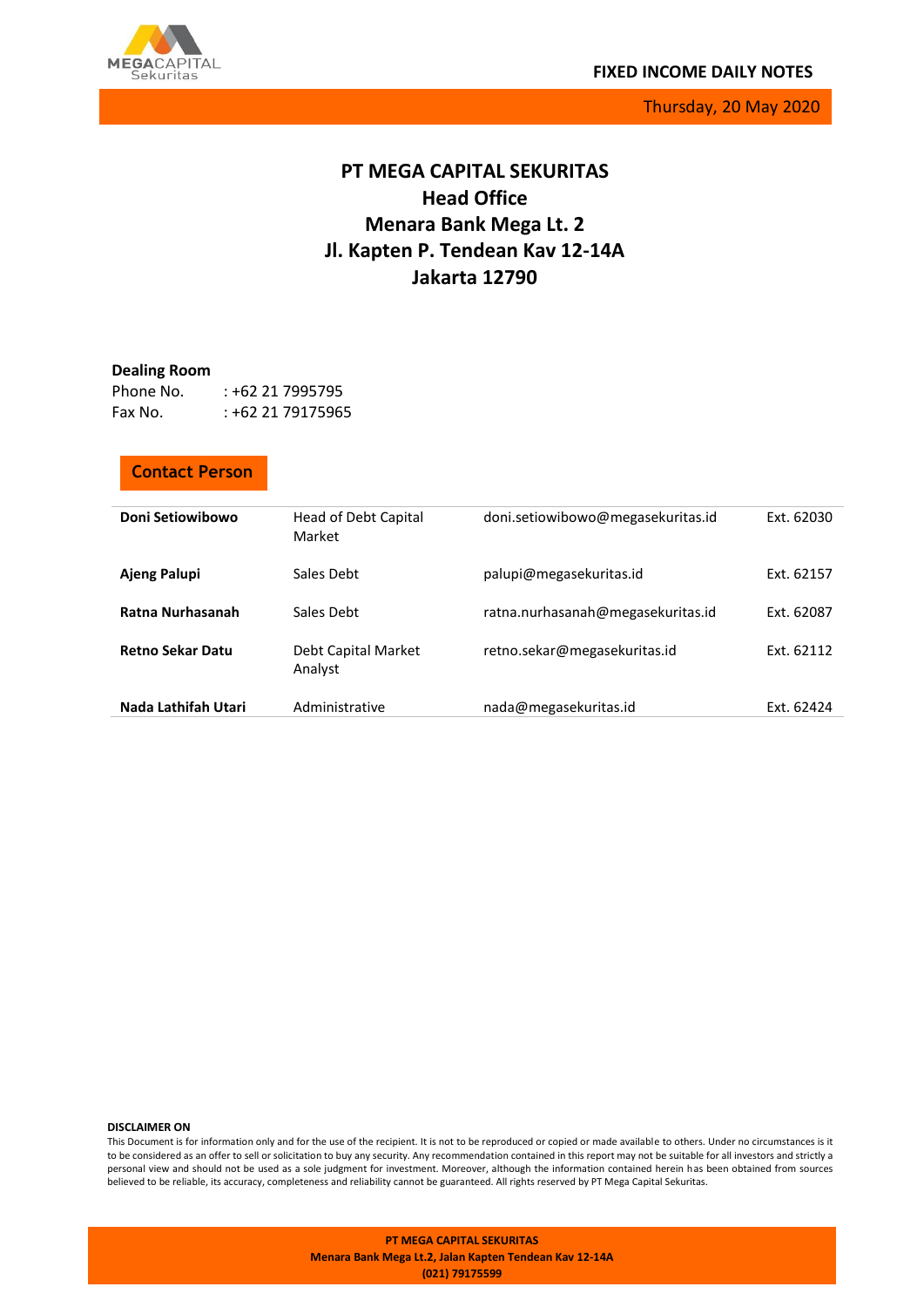# PT MEGA CAPITAL SEKURITAS
## Head Office
## Menara Bank Mega Lt. 2
## Jl. Kapten P. Tendean Kav 12-14A
## Jakarta 12790

**Dealing Room**

Phone No. : +62 21 7995795
Fax No. : +62 21 79175965

## Contact Person

| | | | |
|---|---|---|---|
| **Doni Setiowibowo** | Head of Debt Capital Market | doni.setiowibowo@megasekuritas.id | Ext. 62030 |
| **Ajeng Palupi** | Sales Debt | palupi@megasekuritas.id | Ext. 62157 |
| **Ratna Nurhasanah** | Sales Debt | ratna.nurhasanah@megasekuritas.id | Ext. 62087 |
| **Retno Sekar Datu** | Debt Capital Market Analyst | retno.sekar@megasekuritas.id | Ext. 62112 |
| **Nada Lathifah Utari** | Administrative | nada@megasekuritas.id | Ext. 62424 |

**DISCLAIMER ON**

This Document is for information only and for the use of the recipient. It is not to be reproduced or copied or made available to others. Under no circumstances is it to be considered as an offer to sell or solicitation to buy any security. Any recommendation contained in this report may not be suitable for all investors and strictly a personal view and should not be used as a sole judgment for investment. Moreover, although the information contained herein has been obtained from sources believed to be reliable, its accuracy, completeness and reliability cannot be guaranteed. All rights reserved by PT Mega Capital Sekuritas.